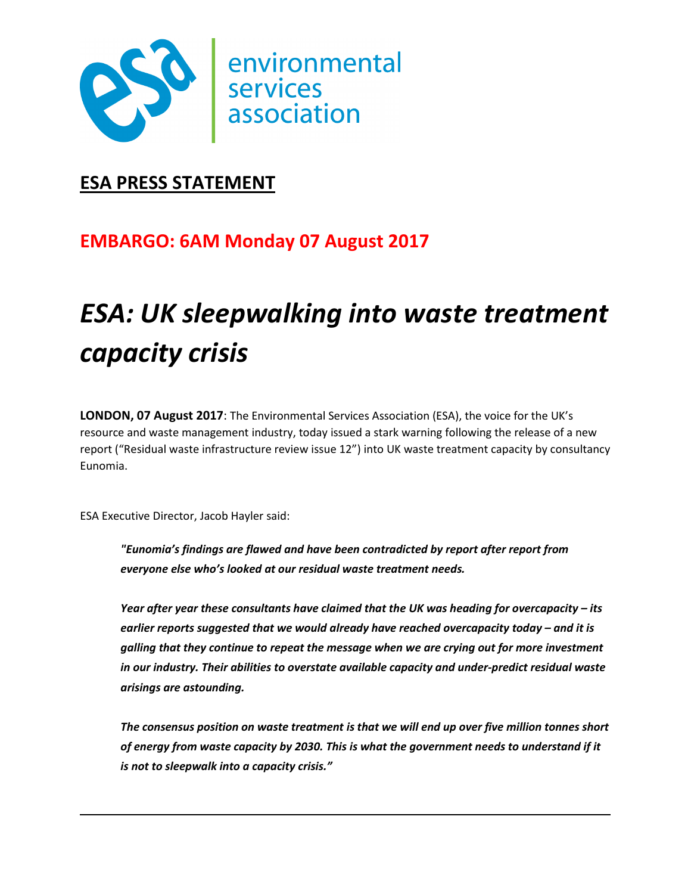environmental services association

## ESA PRESS STATEMENT

## EMBARGO: 6AM Monday 07 August 2017

# *ESA: UK sleepwalking into waste treatment capacity crisis*

**LONDON, 07 August 2017**: The Environmental Services Association (ESA), the voice for the UK's resource and waste management industry, today issued a stark warning following the release of a new report ("Residual waste infrastructure review issue 12") into UK waste treatment capacity by consultancy Eunomia.

ESA Executive Director, Jacob Hayler said:

> ***"Eunomia's findings are flawed and have been contradicted by report after report from everyone else who's looked at our residual waste treatment needs.***
>
> ***Year after year these consultants have claimed that the UK was heading for overcapacity – its earlier reports suggested that we would already have reached overcapacity today – and it is galling that they continue to repeat the message when we are crying out for more investment in our industry. Their abilities to overstate available capacity and under-predict residual waste arisings are astounding.***
>
> ***The consensus position on waste treatment is that we will end up over five million tonnes short of energy from waste capacity by 2030. This is what the government needs to understand if it is not to sleepwalk into a capacity crisis."***

---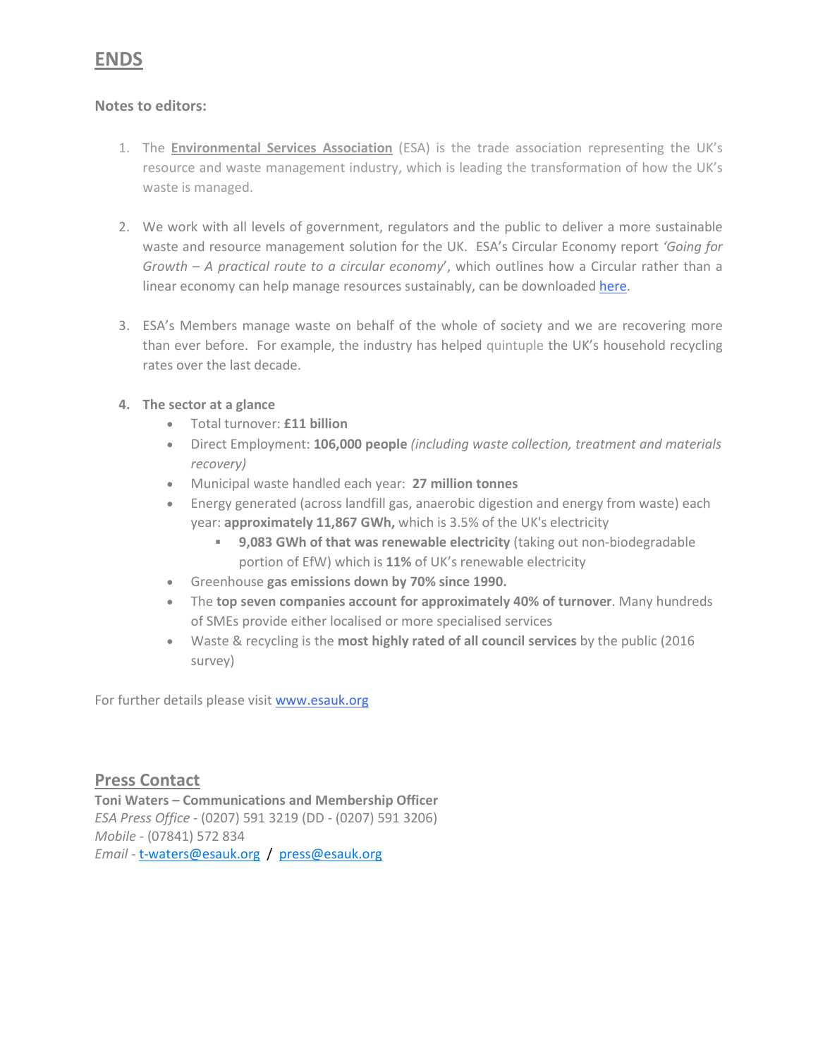## ENDS

**Notes to editors:**

1. The **Environmental Services Association** (ESA) is the trade association representing the UK's resource and waste management industry, which is leading the transformation of how the UK's waste is managed.

2. We work with all levels of government, regulators and the public to deliver a more sustainable waste and resource management solution for the UK. ESA's Circular Economy report *'Going for Growth – A practical route to a circular economy*', which outlines how a Circular rather than a linear economy can help manage resources sustainably, can be downloaded [here].

3. ESA's Members manage waste on behalf of the whole of society and we are recovering more than ever before. For example, the industry has helped quintuple the UK's household recycling rates over the last decade.

4. **The sector at a glance**
   - Total turnover: **£11 billion**
   - Direct Employment: **106,000 people** *(including waste collection, treatment and materials recovery)*
   - Municipal waste handled each year: **27 million tonnes**
   - Energy generated (across landfill gas, anaerobic digestion and energy from waste) each year: **approximately 11,867 GWh,** which is 3.5% of the UK's electricity
     - **9,083 GWh of that was renewable electricity** (taking out non-biodegradable portion of EfW) which is **11%** of UK's renewable electricity
   - Greenhouse **gas emissions down by 70% since 1990.**
   - The **top seven companies account for approximately 40% of turnover**. Many hundreds of SMEs provide either localised or more specialised services
   - Waste & recycling is the **most highly rated of all council services** by the public (2016 survey)

For further details please visit www.esauk.org

## Press Contact

**Toni Waters – Communications and Membership Officer**
*ESA Press Office* - (0207) 591 3219 (DD - (0207) 591 3206)
*Mobile* - (07841) 572 834
*Email* - t-waters@esauk.org / press@esauk.org